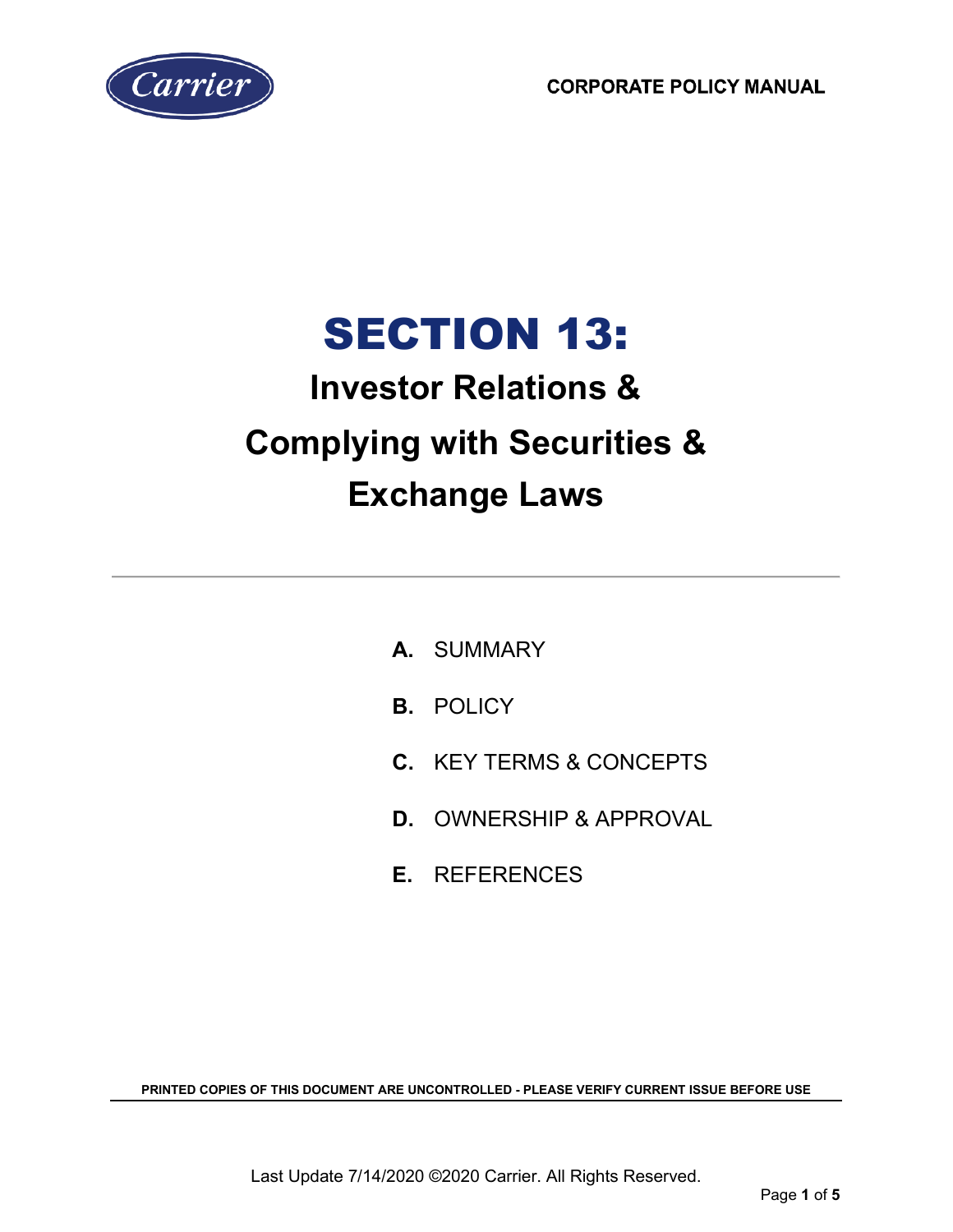CORPORATE POLICY MANUAL

# SECTION 13:

## Investor Relations & Complying with Securities & Exchange Laws

---

**A.** SUMMARY

**B.** POLICY

**C.** KEY TERMS & CONCEPTS

**D.** OWNERSHIP & APPROVAL

**E.** REFERENCES

**PRINTED COPIES OF THIS DOCUMENT ARE UNCONTROLLED - PLEASE VERIFY CURRENT ISSUE BEFORE USE**

Last Update 7/14/2020 ©2020 Carrier. All Rights Reserved.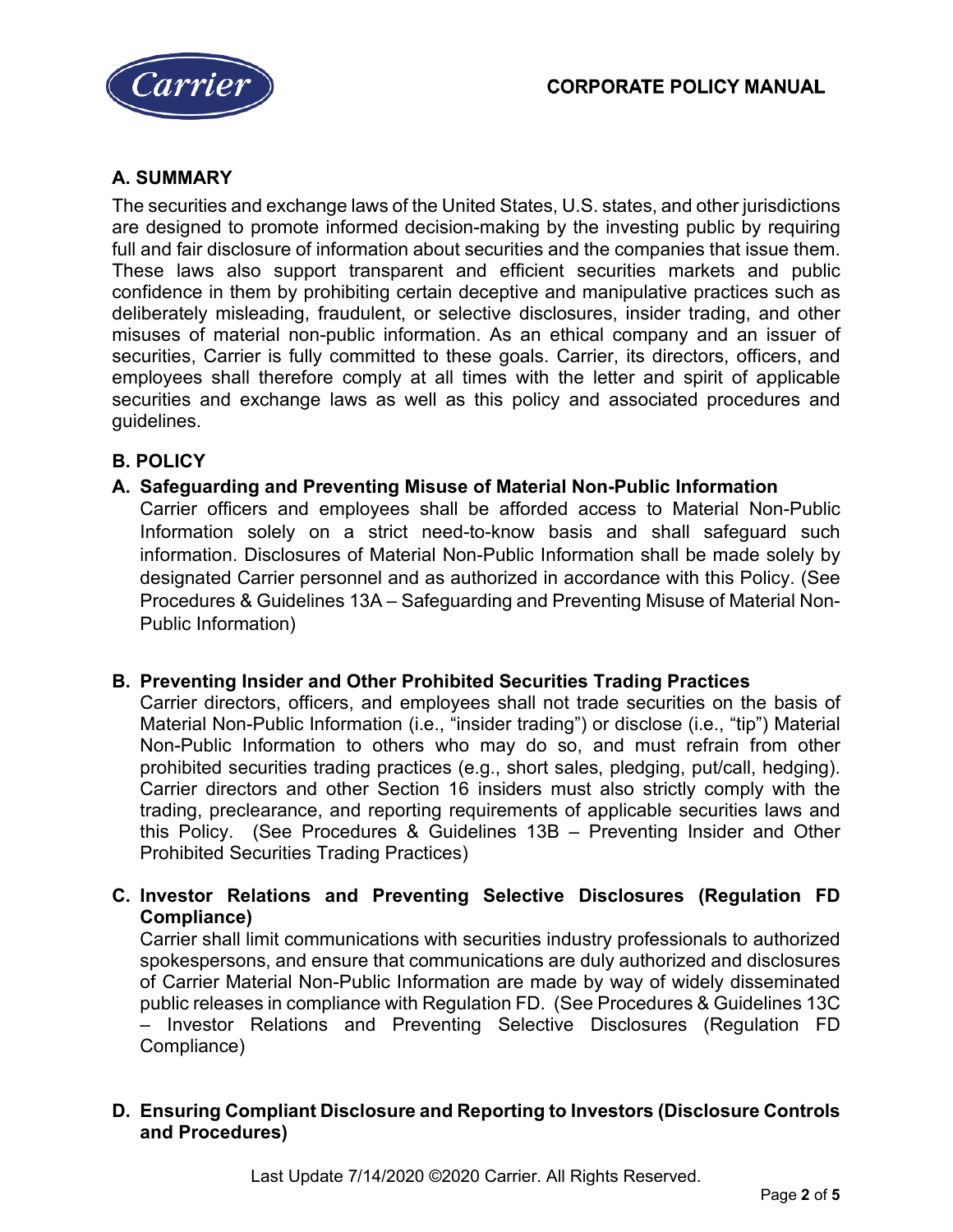## A. SUMMARY

The securities and exchange laws of the United States, U.S. states, and other jurisdictions are designed to promote informed decision-making by the investing public by requiring full and fair disclosure of information about securities and the companies that issue them. These laws also support transparent and efficient securities markets and public confidence in them by prohibiting certain deceptive and manipulative practices such as deliberately misleading, fraudulent, or selective disclosures, insider trading, and other misuses of material non-public information. As an ethical company and an issuer of securities, Carrier is fully committed to these goals. Carrier, its directors, officers, and employees shall therefore comply at all times with the letter and spirit of applicable securities and exchange laws as well as this policy and associated procedures and guidelines.

## B. POLICY

### A. Safeguarding and Preventing Misuse of Material Non-Public Information

Carrier officers and employees shall be afforded access to Material Non-Public Information solely on a strict need-to-know basis and shall safeguard such information. Disclosures of Material Non-Public Information shall be made solely by designated Carrier personnel and as authorized in accordance with this Policy. (See Procedures & Guidelines 13A – Safeguarding and Preventing Misuse of Material Non-Public Information)

### B. Preventing Insider and Other Prohibited Securities Trading Practices

Carrier directors, officers, and employees shall not trade securities on the basis of Material Non-Public Information (i.e., "insider trading") or disclose (i.e., "tip") Material Non-Public Information to others who may do so, and must refrain from other prohibited securities trading practices (e.g., short sales, pledging, put/call, hedging). Carrier directors and other Section 16 insiders must also strictly comply with the trading, preclearance, and reporting requirements of applicable securities laws and this Policy. (See Procedures & Guidelines 13B – Preventing Insider and Other Prohibited Securities Trading Practices)

### C. Investor Relations and Preventing Selective Disclosures (Regulation FD Compliance)

Carrier shall limit communications with securities industry professionals to authorized spokespersons, and ensure that communications are duly authorized and disclosures of Carrier Material Non-Public Information are made by way of widely disseminated public releases in compliance with Regulation FD. (See Procedures & Guidelines 13C – Investor Relations and Preventing Selective Disclosures (Regulation FD Compliance)

### D. Ensuring Compliant Disclosure and Reporting to Investors (Disclosure Controls and Procedures)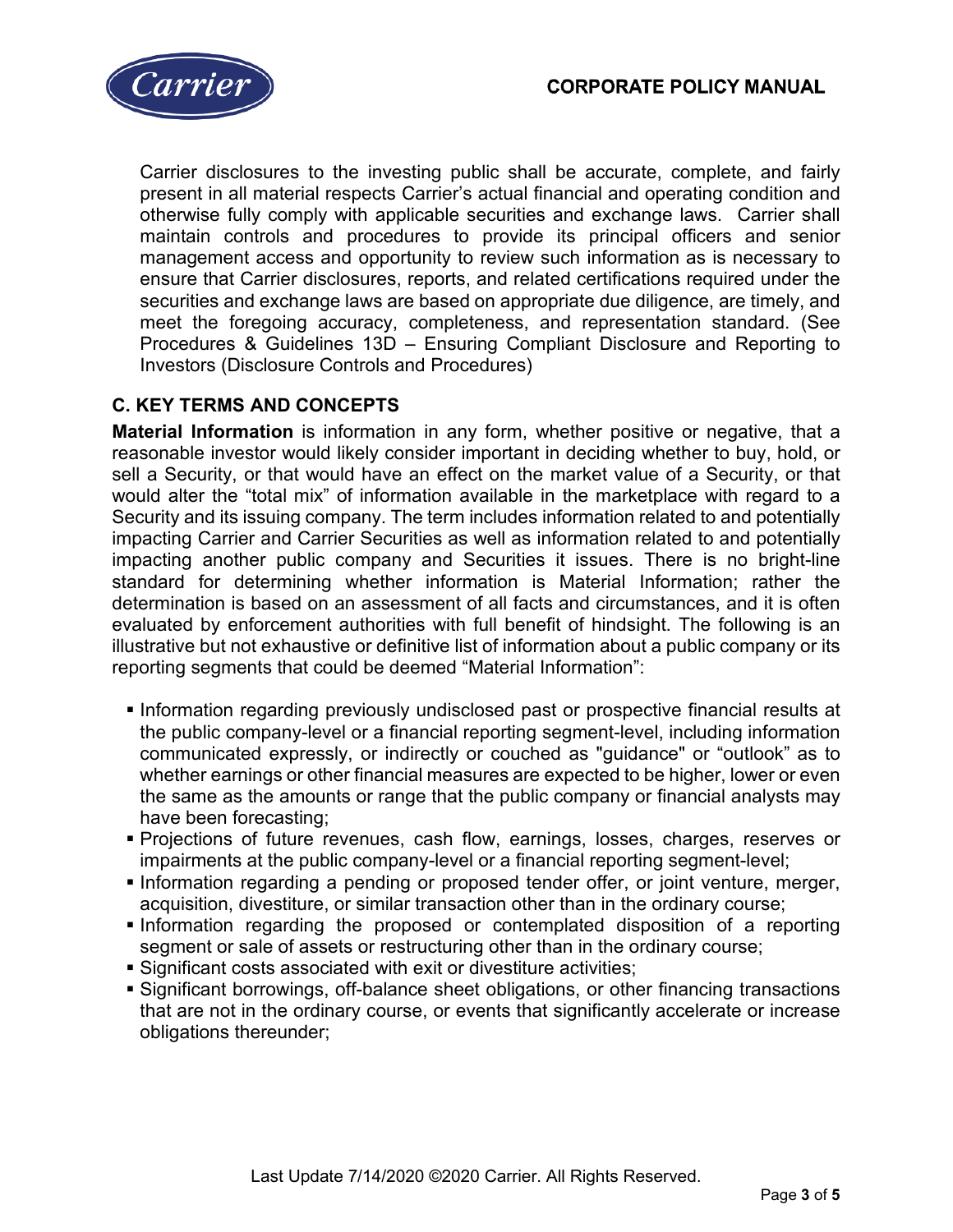Carrier disclosures to the investing public shall be accurate, complete, and fairly present in all material respects Carrier's actual financial and operating condition and otherwise fully comply with applicable securities and exchange laws. Carrier shall maintain controls and procedures to provide its principal officers and senior management access and opportunity to review such information as is necessary to ensure that Carrier disclosures, reports, and related certifications required under the securities and exchange laws are based on appropriate due diligence, are timely, and meet the foregoing accuracy, completeness, and representation standard. (See Procedures & Guidelines 13D – Ensuring Compliant Disclosure and Reporting to Investors (Disclosure Controls and Procedures)

## C. KEY TERMS AND CONCEPTS

**Material Information** is information in any form, whether positive or negative, that a reasonable investor would likely consider important in deciding whether to buy, hold, or sell a Security, or that would have an effect on the market value of a Security, or that would alter the "total mix" of information available in the marketplace with regard to a Security and its issuing company. The term includes information related to and potentially impacting Carrier and Carrier Securities as well as information related to and potentially impacting another public company and Securities it issues. There is no bright-line standard for determining whether information is Material Information; rather the determination is based on an assessment of all facts and circumstances, and it is often evaluated by enforcement authorities with full benefit of hindsight. The following is an illustrative but not exhaustive or definitive list of information about a public company or its reporting segments that could be deemed "Material Information":

- Information regarding previously undisclosed past or prospective financial results at the public company-level or a financial reporting segment-level, including information communicated expressly, or indirectly or couched as "guidance" or "outlook" as to whether earnings or other financial measures are expected to be higher, lower or even the same as the amounts or range that the public company or financial analysts may have been forecasting;
- Projections of future revenues, cash flow, earnings, losses, charges, reserves or impairments at the public company-level or a financial reporting segment-level;
- Information regarding a pending or proposed tender offer, or joint venture, merger, acquisition, divestiture, or similar transaction other than in the ordinary course;
- Information regarding the proposed or contemplated disposition of a reporting segment or sale of assets or restructuring other than in the ordinary course;
- Significant costs associated with exit or divestiture activities;
- Significant borrowings, off-balance sheet obligations, or other financing transactions that are not in the ordinary course, or events that significantly accelerate or increase obligations thereunder;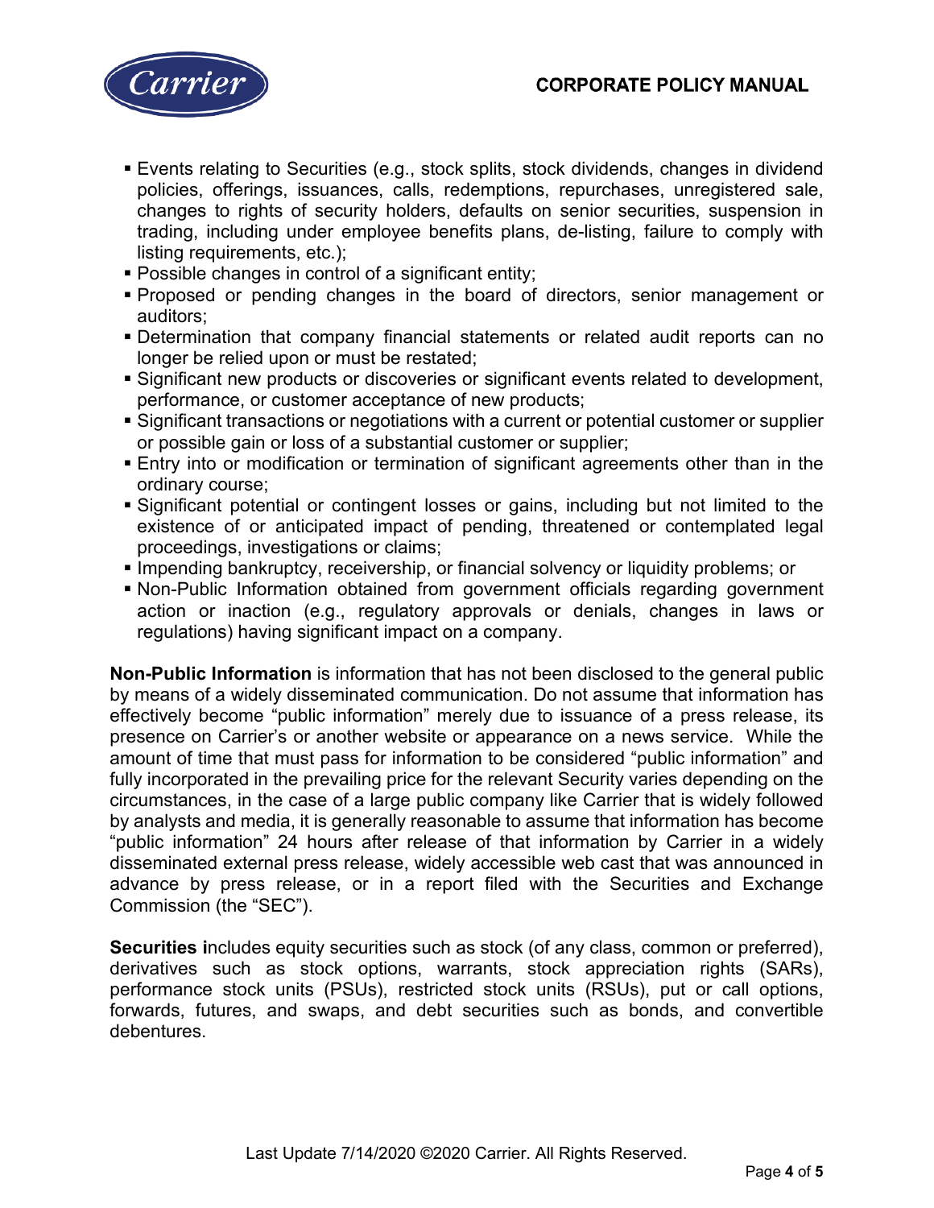- Events relating to Securities (e.g., stock splits, stock dividends, changes in dividend policies, offerings, issuances, calls, redemptions, repurchases, unregistered sale, changes to rights of security holders, defaults on senior securities, suspension in trading, including under employee benefits plans, de-listing, failure to comply with listing requirements, etc.);
- Possible changes in control of a significant entity;
- Proposed or pending changes in the board of directors, senior management or auditors;
- Determination that company financial statements or related audit reports can no longer be relied upon or must be restated;
- Significant new products or discoveries or significant events related to development, performance, or customer acceptance of new products;
- Significant transactions or negotiations with a current or potential customer or supplier or possible gain or loss of a substantial customer or supplier;
- Entry into or modification or termination of significant agreements other than in the ordinary course;
- Significant potential or contingent losses or gains, including but not limited to the existence of or anticipated impact of pending, threatened or contemplated legal proceedings, investigations or claims;
- Impending bankruptcy, receivership, or financial solvency or liquidity problems; or
- Non-Public Information obtained from government officials regarding government action or inaction (e.g., regulatory approvals or denials, changes in laws or regulations) having significant impact on a company.

**Non-Public Information** is information that has not been disclosed to the general public by means of a widely disseminated communication. Do not assume that information has effectively become "public information" merely due to issuance of a press release, its presence on Carrier's or another website or appearance on a news service. While the amount of time that must pass for information to be considered "public information" and fully incorporated in the prevailing price for the relevant Security varies depending on the circumstances, in the case of a large public company like Carrier that is widely followed by analysts and media, it is generally reasonable to assume that information has become "public information" 24 hours after release of that information by Carrier in a widely disseminated external press release, widely accessible web cast that was announced in advance by press release, or in a report filed with the Securities and Exchange Commission (the "SEC").

**Securities i**ncludes equity securities such as stock (of any class, common or preferred), derivatives such as stock options, warrants, stock appreciation rights (SARs), performance stock units (PSUs), restricted stock units (RSUs), put or call options, forwards, futures, and swaps, and debt securities such as bonds, and convertible debentures.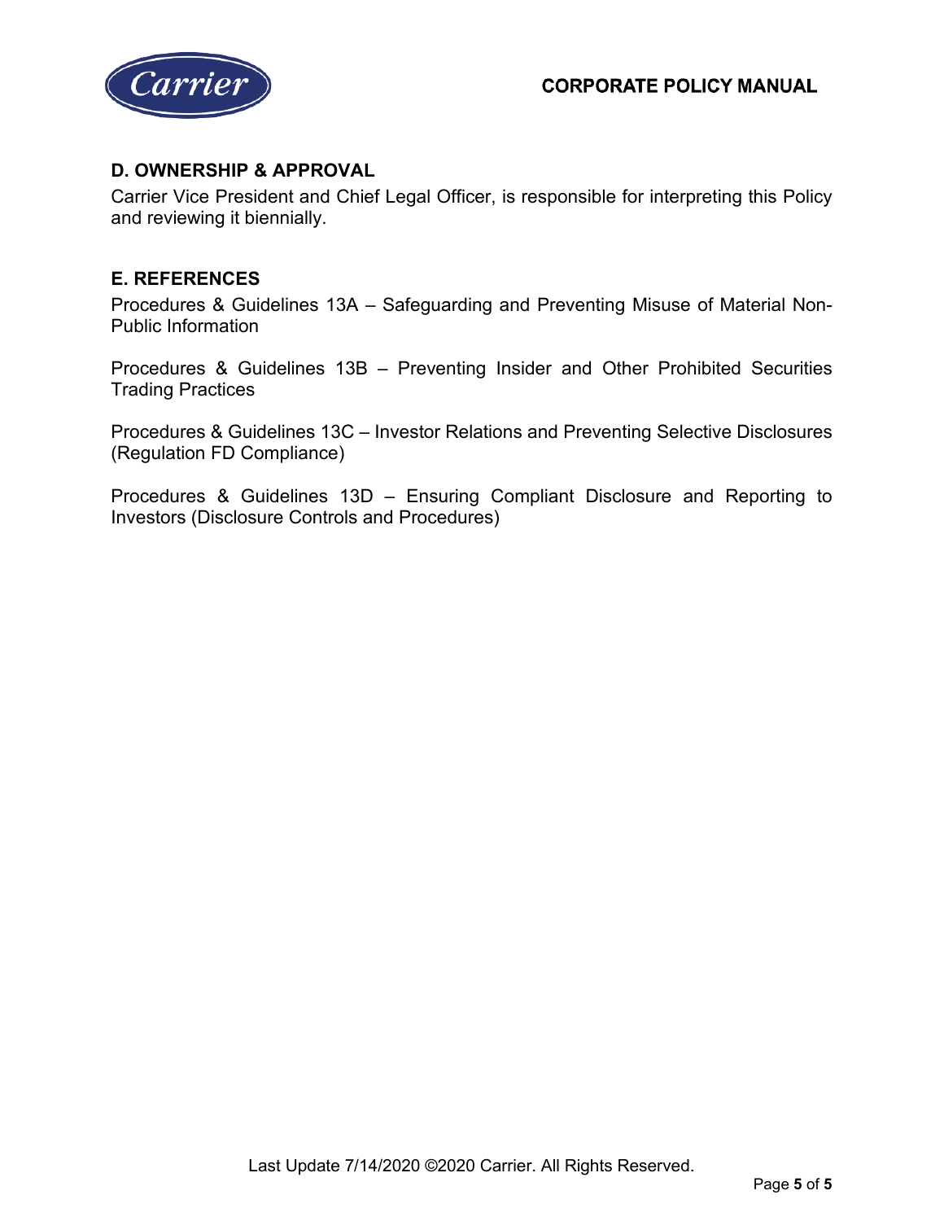## D. OWNERSHIP & APPROVAL

Carrier Vice President and Chief Legal Officer, is responsible for interpreting this Policy and reviewing it biennially.

## E. REFERENCES

Procedures & Guidelines 13A – Safeguarding and Preventing Misuse of Material Non-Public Information

Procedures & Guidelines 13B – Preventing Insider and Other Prohibited Securities Trading Practices

Procedures & Guidelines 13C – Investor Relations and Preventing Selective Disclosures (Regulation FD Compliance)

Procedures & Guidelines 13D – Ensuring Compliant Disclosure and Reporting to Investors (Disclosure Controls and Procedures)